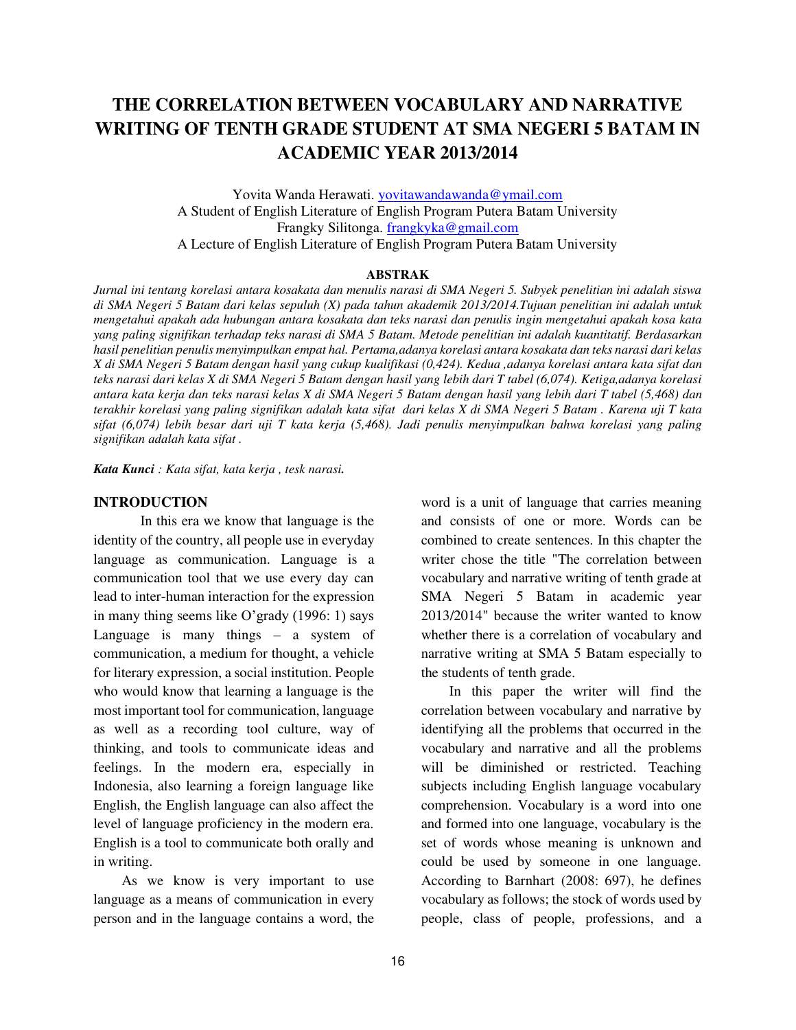# THE CORRELATION BETWEEN VOCABULARY AND NARRATIVE WRITING OF TENTH GRADE STUDENT AT SMA NEGERI 5 BATAM IN ACADEMIC YEAR 2013/2014

Yovita Wanda Herawati. yovitawandawanda@ymail.com
A Student of English Literature of English Program Putera Batam University
Frangky Silitonga. frangkyka@gmail.com
A Lecture of English Literature of English Program Putera Batam University

## ABSTRAK

*Jurnal ini tentang korelasi antara kosakata dan menulis narasi di SMA Negeri 5. Subyek penelitian ini adalah siswa di SMA Negeri 5 Batam dari kelas sepuluh (X) pada tahun akademik 2013/2014.Tujuan penelitian ini adalah untuk mengetahui apakah ada hubungan antara kosakata dan teks narasi dan penulis ingin mengetahui apakah kosa kata yang paling signifikan terhadap teks narasi di SMA 5 Batam. Metode penelitian ini adalah kuantitatif. Berdasarkan hasil penelitian penulis menyimpulkan empat hal. Pertama,adanya korelasi antara kosakata dan teks narasi dari kelas X di SMA Negeri 5 Batam dengan hasil yang cukup kualifikasi (0,424). Kedua ,adanya korelasi antara kata sifat dan teks narasi dari kelas X di SMA Negeri 5 Batam dengan hasil yang lebih dari T tabel (6,074). Ketiga,adanya korelasi antara kata kerja dan teks narasi kelas X di SMA Negeri 5 Batam dengan hasil yang lebih dari T tabel (5,468) dan terakhir korelasi yang paling signifikan adalah kata sifat dari kelas X di SMA Negeri 5 Batam . Karena uji T kata sifat (6,074) lebih besar dari uji T kata kerja (5,468). Jadi penulis menyimpulkan bahwa korelasi yang paling signifikan adalah kata sifat .*

***Kata Kunci** : Kata sifat, kata kerja , tesk narasi.*

## INTRODUCTION

In this era we know that language is the identity of the country, all people use in everyday language as communication. Language is a communication tool that we use every day can lead to inter-human interaction for the expression in many thing seems like O'grady (1996: 1) says Language is many things – a system of communication, a medium for thought, a vehicle for literary expression, a social institution. People who would know that learning a language is the most important tool for communication, language as well as a recording tool culture, way of thinking, and tools to communicate ideas and feelings. In the modern era, especially in Indonesia, also learning a foreign language like English, the English language can also affect the level of language proficiency in the modern era. English is a tool to communicate both orally and in writing.

As we know is very important to use language as a means of communication in every person and in the language contains a word, the word is a unit of language that carries meaning and consists of one or more. Words can be combined to create sentences. In this chapter the writer chose the title "The correlation between vocabulary and narrative writing of tenth grade at SMA Negeri 5 Batam in academic year 2013/2014" because the writer wanted to know whether there is a correlation of vocabulary and narrative writing at SMA 5 Batam especially to the students of tenth grade.

In this paper the writer will find the correlation between vocabulary and narrative by identifying all the problems that occurred in the vocabulary and narrative and all the problems will be diminished or restricted. Teaching subjects including English language vocabulary comprehension. Vocabulary is a word into one and formed into one language, vocabulary is the set of words whose meaning is unknown and could be used by someone in one language. According to Barnhart (2008: 697), he defines vocabulary as follows; the stock of words used by people, class of people, professions, and a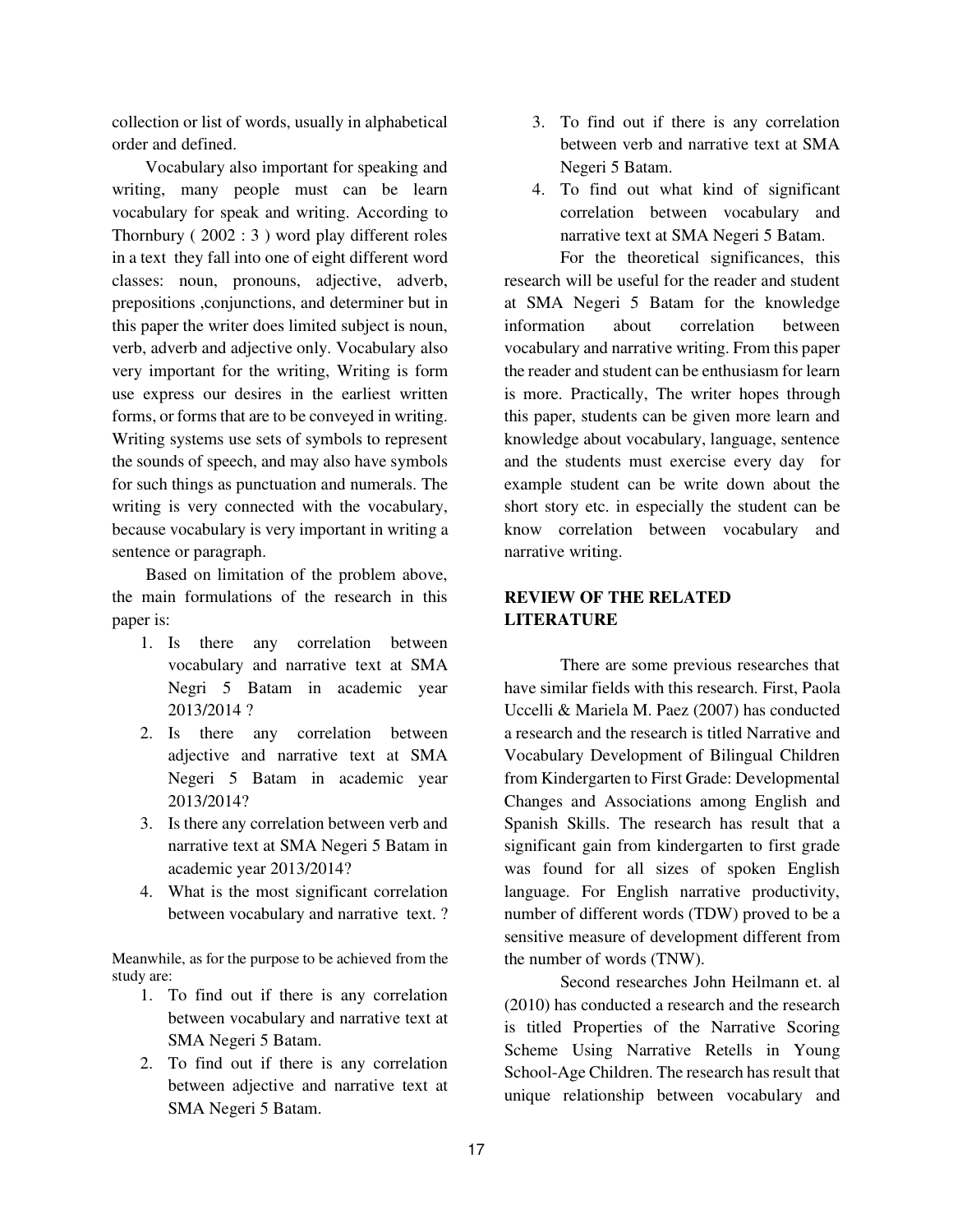collection or list of words, usually in alphabetical order and defined.

Vocabulary also important for speaking and writing, many people must can be learn vocabulary for speak and writing. According to Thornbury ( 2002 : 3 ) word play different roles in a text they fall into one of eight different word classes: noun, pronouns, adjective, adverb, prepositions ,conjunctions, and determiner but in this paper the writer does limited subject is noun, verb, adverb and adjective only. Vocabulary also very important for the writing, Writing is form use express our desires in the earliest written forms, or forms that are to be conveyed in writing. Writing systems use sets of symbols to represent the sounds of speech, and may also have symbols for such things as punctuation and numerals. The writing is very connected with the vocabulary, because vocabulary is very important in writing a sentence or paragraph.

Based on limitation of the problem above, the main formulations of the research in this paper is:

1. Is there any correlation between vocabulary and narrative text at SMA Negri 5 Batam in academic year 2013/2014 ?
2. Is there any correlation between adjective and narrative text at SMA Negeri 5 Batam in academic year 2013/2014?
3. Is there any correlation between verb and narrative text at SMA Negeri 5 Batam in academic year 2013/2014?
4. What is the most significant correlation between vocabulary and narrative text. ?

Meanwhile, as for the purpose to be achieved from the study are:

1. To find out if there is any correlation between vocabulary and narrative text at SMA Negeri 5 Batam.
2. To find out if there is any correlation between adjective and narrative text at SMA Negeri 5 Batam.
3. To find out if there is any correlation between verb and narrative text at SMA Negeri 5 Batam.
4. To find out what kind of significant correlation between vocabulary and narrative text at SMA Negeri 5 Batam.

For the theoretical significances, this research will be useful for the reader and student at SMA Negeri 5 Batam for the knowledge information about correlation between vocabulary and narrative writing. From this paper the reader and student can be enthusiasm for learn is more. Practically, The writer hopes through this paper, students can be given more learn and knowledge about vocabulary, language, sentence and the students must exercise every day for example student can be write down about the short story etc. in especially the student can be know correlation between vocabulary and narrative writing.

## REVIEW OF THE RELATED LITERATURE

There are some previous researches that have similar fields with this research. First, Paola Uccelli & Mariela M. Paez (2007) has conducted a research and the research is titled Narrative and Vocabulary Development of Bilingual Children from Kindergarten to First Grade: Developmental Changes and Associations among English and Spanish Skills. The research has result that a significant gain from kindergarten to first grade was found for all sizes of spoken English language. For English narrative productivity, number of different words (TDW) proved to be a sensitive measure of development different from the number of words (TNW).

Second researches John Heilmann et. al (2010) has conducted a research and the research is titled Properties of the Narrative Scoring Scheme Using Narrative Retells in Young School-Age Children. The research has result that unique relationship between vocabulary and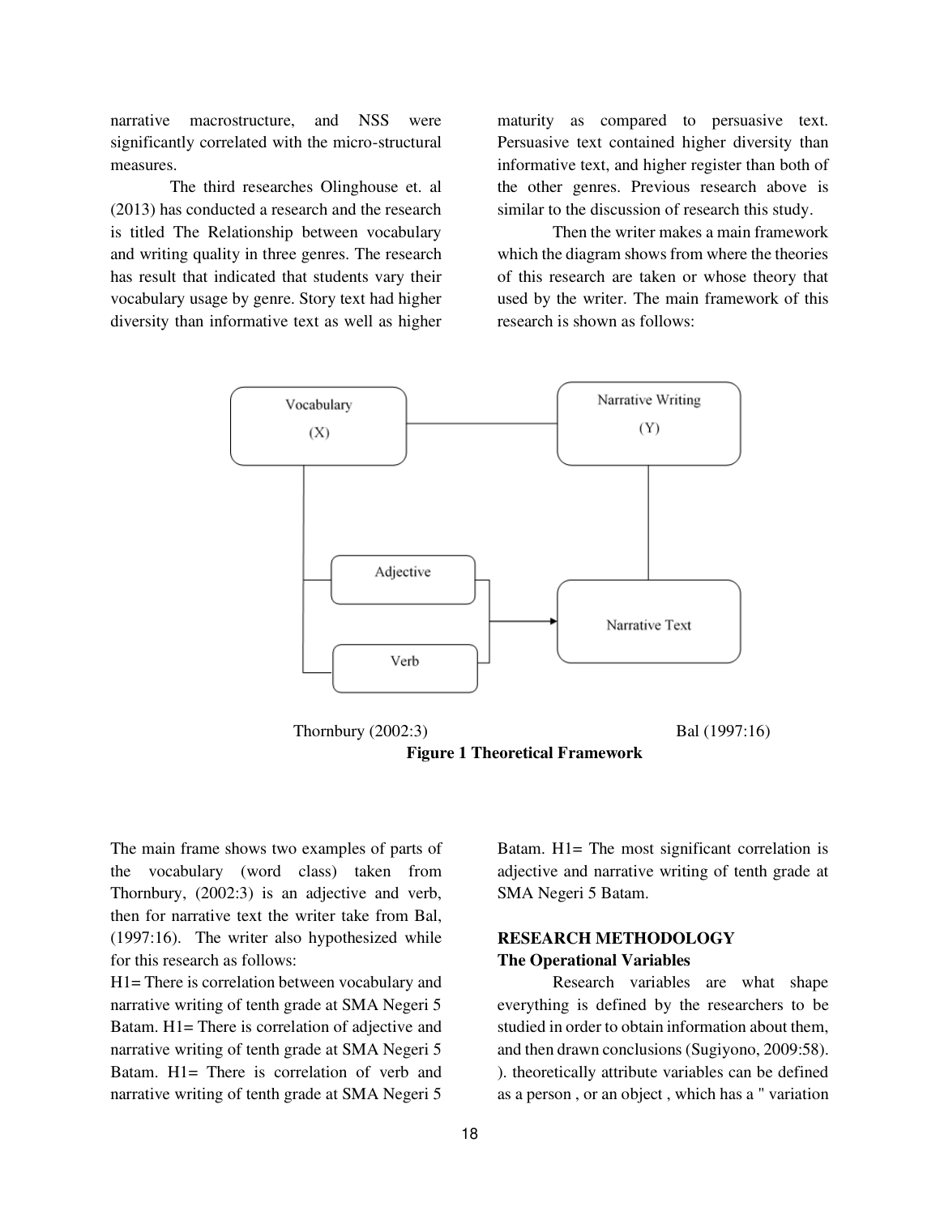narrative macrostructure, and NSS were significantly correlated with the micro-structural measures.

The third researches Olinghouse et. al (2013) has conducted a research and the research is titled The Relationship between vocabulary and writing quality in three genres. The research has result that indicated that students vary their vocabulary usage by genre. Story text had higher diversity than informative text as well as higher maturity as compared to persuasive text. Persuasive text contained higher diversity than informative text, and higher register than both of the other genres. Previous research above is similar to the discussion of research this study.

Then the writer makes a main framework which the diagram shows from where the theories of this research are taken or whose theory that used by the writer. The main framework of this research is shown as follows:

Vocabulary (X)

Narrative Writing (Y)

Adjective

Verb

Narrative Text

Thornbury (2002:3) Bal (1997:16)

**Figure 1 Theoretical Framework**

The main frame shows two examples of parts of the vocabulary (word class) taken from Thornbury, (2002:3) is an adjective and verb, then for narrative text the writer take from Bal, (1997:16). The writer also hypothesized while for this research as follows:

H1= There is correlation between vocabulary and narrative writing of tenth grade at SMA Negeri 5 Batam. H1= There is correlation of adjective and narrative writing of tenth grade at SMA Negeri 5 Batam. H1= There is correlation of verb and narrative writing of tenth grade at SMA Negeri 5 Batam. H1= The most significant correlation is adjective and narrative writing of tenth grade at SMA Negeri 5 Batam.

## RESEARCH METHODOLOGY

### The Operational Variables

Research variables are what shape everything is defined by the researchers to be studied in order to obtain information about them, and then drawn conclusions (Sugiyono, 2009:58). ). theoretically attribute variables can be defined as a person , or an object , which has a " variation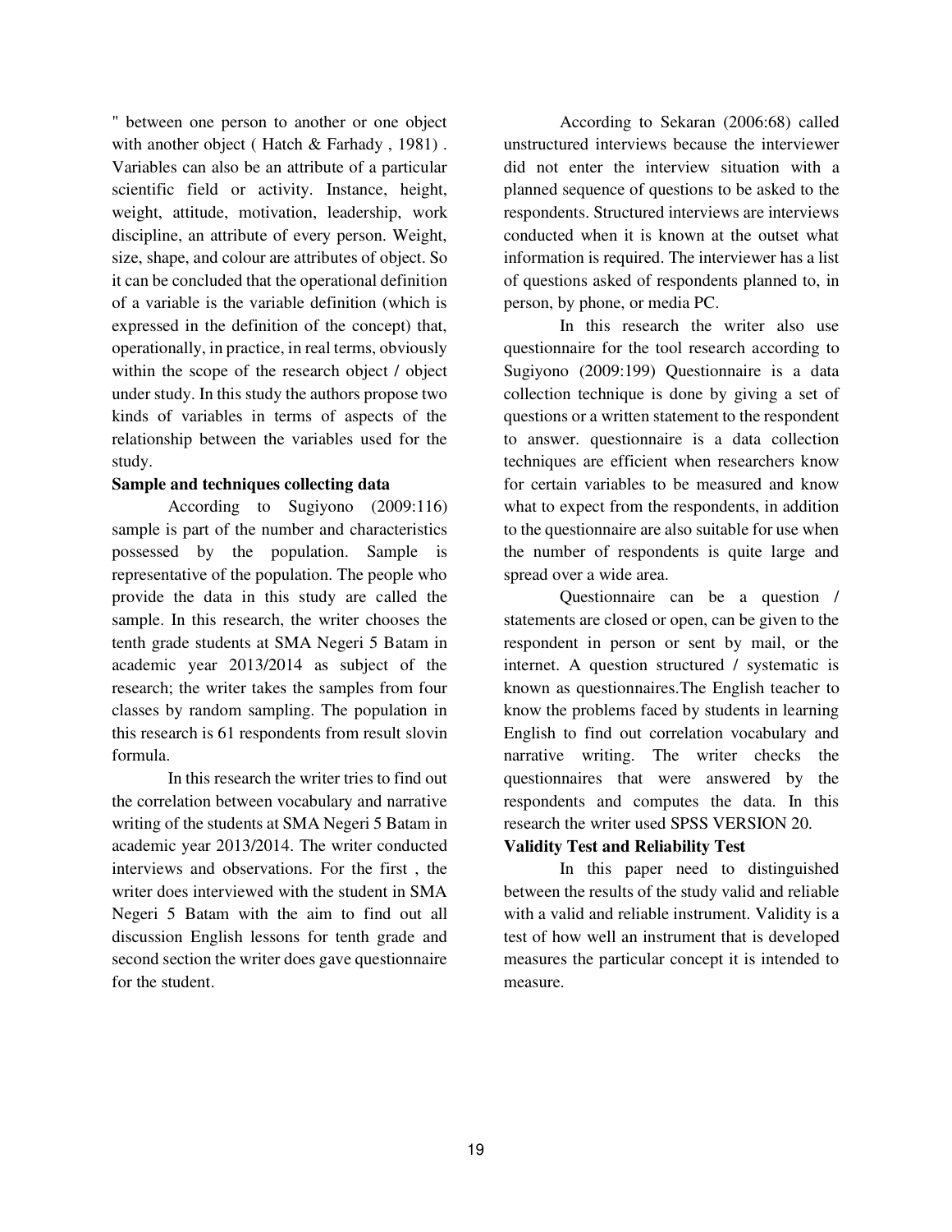" between one person to another or one object with another object ( Hatch & Farhady , 1981) . Variables can also be an attribute of a particular scientific field or activity. Instance, height, weight, attitude, motivation, leadership, work discipline, an attribute of every person. Weight, size, shape, and colour are attributes of object. So it can be concluded that the operational definition of a variable is the variable definition (which is expressed in the definition of the concept) that, operationally, in practice, in real terms, obviously within the scope of the research object / object under study. In this study the authors propose two kinds of variables in terms of aspects of the relationship between the variables used for the study.

**Sample and techniques collecting data**

According to Sugiyono (2009:116) sample is part of the number and characteristics possessed by the population. Sample is representative of the population. The people who provide the data in this study are called the sample. In this research, the writer chooses the tenth grade students at SMA Negeri 5 Batam in academic year 2013/2014 as subject of the research; the writer takes the samples from four classes by random sampling. The population in this research is 61 respondents from result slovin formula.

In this research the writer tries to find out the correlation between vocabulary and narrative writing of the students at SMA Negeri 5 Batam in academic year 2013/2014. The writer conducted interviews and observations. For the first , the writer does interviewed with the student in SMA Negeri 5 Batam with the aim to find out all discussion English lessons for tenth grade and second section the writer does gave questionnaire for the student.

According to Sekaran (2006:68) called unstructured interviews because the interviewer did not enter the interview situation with a planned sequence of questions to be asked to the respondents. Structured interviews are interviews conducted when it is known at the outset what information is required. The interviewer has a list of questions asked of respondents planned to, in person, by phone, or media PC.

In this research the writer also use questionnaire for the tool research according to Sugiyono (2009:199) Questionnaire is a data collection technique is done by giving a set of questions or a written statement to the respondent to answer. questionnaire is a data collection techniques are efficient when researchers know for certain variables to be measured and know what to expect from the respondents, in addition to the questionnaire are also suitable for use when the number of respondents is quite large and spread over a wide area.

Questionnaire can be a question / statements are closed or open, can be given to the respondent in person or sent by mail, or the internet. A question structured / systematic is known as questionnaires.The English teacher to know the problems faced by students in learning English to find out correlation vocabulary and narrative writing. The writer checks the questionnaires that were answered by the respondents and computes the data. In this research the writer used SPSS VERSION 20.

**Validity Test and Reliability Test**

In this paper need to distinguished between the results of the study valid and reliable with a valid and reliable instrument. Validity is a test of how well an instrument that is developed measures the particular concept it is intended to measure.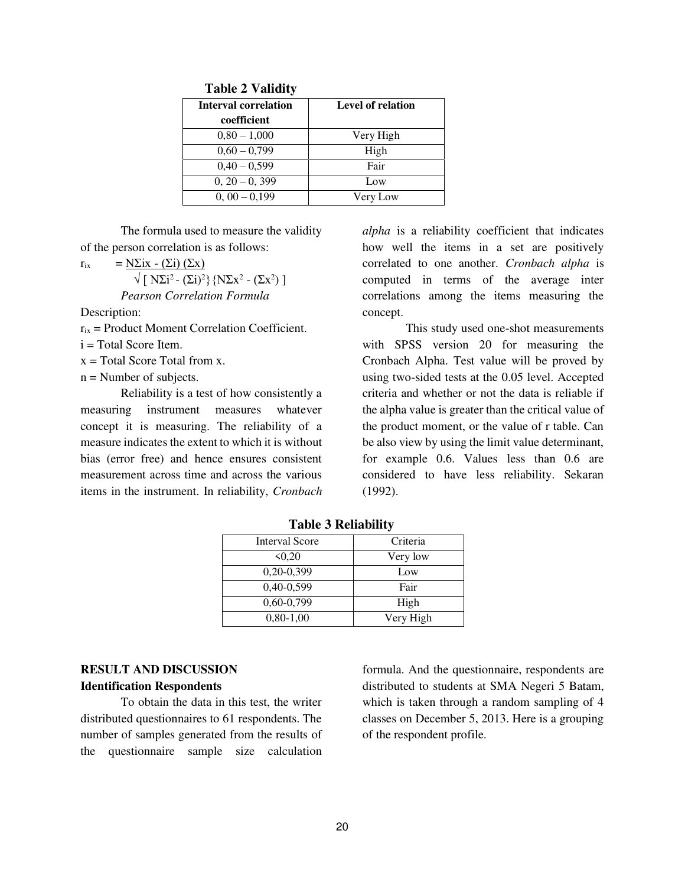**Table 2 Validity**

| Interval correlation coefficient | Level of relation |
|---|---|
| 0,80 – 1,000 | Very High |
| 0,60 – 0,799 | High |
| 0,40 – 0,599 | Fair |
| 0, 20 – 0, 399 | Low |
| 0, 00 – 0,199 | Very Low |

The formula used to measure the validity of the person correlation is as follows:

$$r_{ix} = \frac{N\Sigma ix - (\Sigma i)(\Sigma x)}{\sqrt{[N\Sigma i^2 - (\Sigma i)^2]\{N\Sigma x^2 - (\Sigma x^2)\}}}$$

*Pearson Correlation Formula*

Description:

$r_{ix}$ = Product Moment Correlation Coefficient.

i = Total Score Item.

x = Total Score Total from x.

n = Number of subjects.

Reliability is a test of how consistently a measuring instrument measures whatever concept it is measuring. The reliability of a measure indicates the extent to which it is without bias (error free) and hence ensures consistent measurement across time and across the various items in the instrument. In reliability, *Cronbach alpha* is a reliability coefficient that indicates how well the items in a set are positively correlated to one another. *Cronbach alpha* is computed in terms of the average inter correlations among the items measuring the concept.

This study used one-shot measurements with SPSS version 20 for measuring the Cronbach Alpha. Test value will be proved by using two-sided tests at the 0.05 level. Accepted criteria and whether or not the data is reliable if the alpha value is greater than the critical value of the product moment, or the value of r table. Can be also view by using the limit value determinant, for example 0.6. Values less than 0.6 are considered to have less reliability. Sekaran (1992).

**Table 3 Reliability**

| Interval Score | Criteria |
|---|---|
| <0,20 | Very low |
| 0,20-0,399 | Low |
| 0,40-0,599 | Fair |
| 0,60-0,799 | High |
| 0,80-1,00 | Very High |

## RESULT AND DISCUSSION

### Identification Respondents

To obtain the data in this test, the writer distributed questionnaires to 61 respondents. The number of samples generated from the results of the questionnaire sample size calculation formula. And the questionnaire, respondents are distributed to students at SMA Negeri 5 Batam, which is taken through a random sampling of 4 classes on December 5, 2013. Here is a grouping of the respondent profile.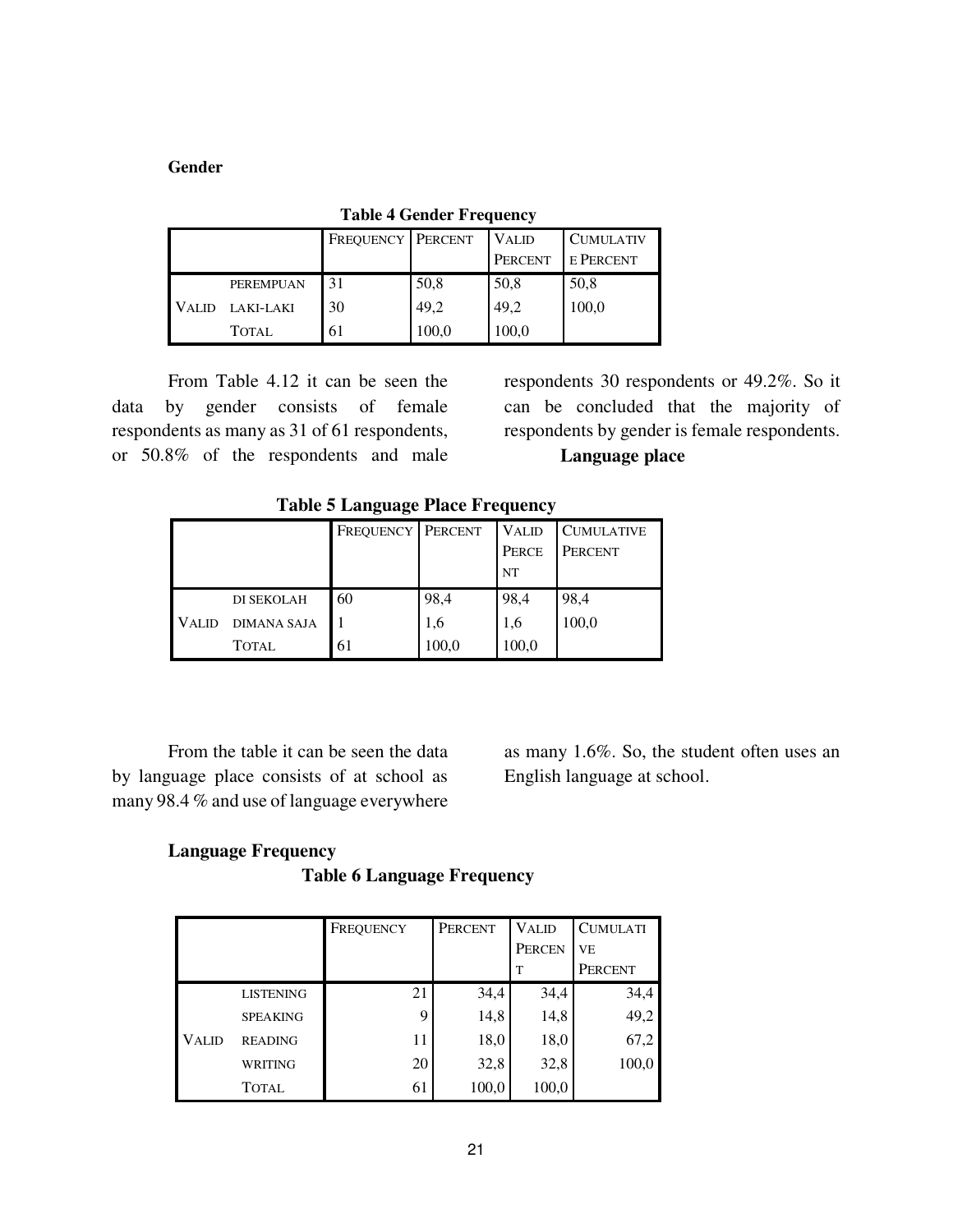**Gender**

**Table 4 Gender Frequency**

| | | FREQUENCY | PERCENT | VALID PERCENT | CUMULATIVE PERCENT |
|---|---|---|---|---|---|
| VALID | PEREMPUAN | 31 | 50,8 | 50,8 | 50,8 |
| | LAKI-LAKI | 30 | 49,2 | 49,2 | 100,0 |
| | TOTAL | 61 | 100,0 | 100,0 | |

From Table 4.12 it can be seen the data by gender consists of female respondents as many as 31 of 61 respondents, or 50.8% of the respondents and male respondents 30 respondents or 49.2%. So it can be concluded that the majority of respondents by gender is female respondents.

**Language place**

**Table 5 Language Place Frequency**

| | | FREQUENCY | PERCENT | VALID PERCENT | CUMULATIVE PERCENT |
|---|---|---|---|---|---|
| VALID | DI SEKOLAH | 60 | 98,4 | 98,4 | 98,4 |
| | DIMANA SAJA | 1 | 1,6 | 1,6 | 100,0 |
| | TOTAL | 61 | 100,0 | 100,0 | |

From the table it can be seen the data by language place consists of at school as many 98.4 % and use of language everywhere as many 1.6%. So, the student often uses an English language at school.

**Language Frequency**

**Table 6 Language Frequency**

| | | FREQUENCY | PERCENT | VALID PERCENT | CUMULATIVE PERCENT |
|---|---|---|---|---|---|
| VALID | LISTENING | 21 | 34,4 | 34,4 | 34,4 |
| | SPEAKING | 9 | 14,8 | 14,8 | 49,2 |
| | READING | 11 | 18,0 | 18,0 | 67,2 |
| | WRITING | 20 | 32,8 | 32,8 | 100,0 |
| | TOTAL | 61 | 100,0 | 100,0 | |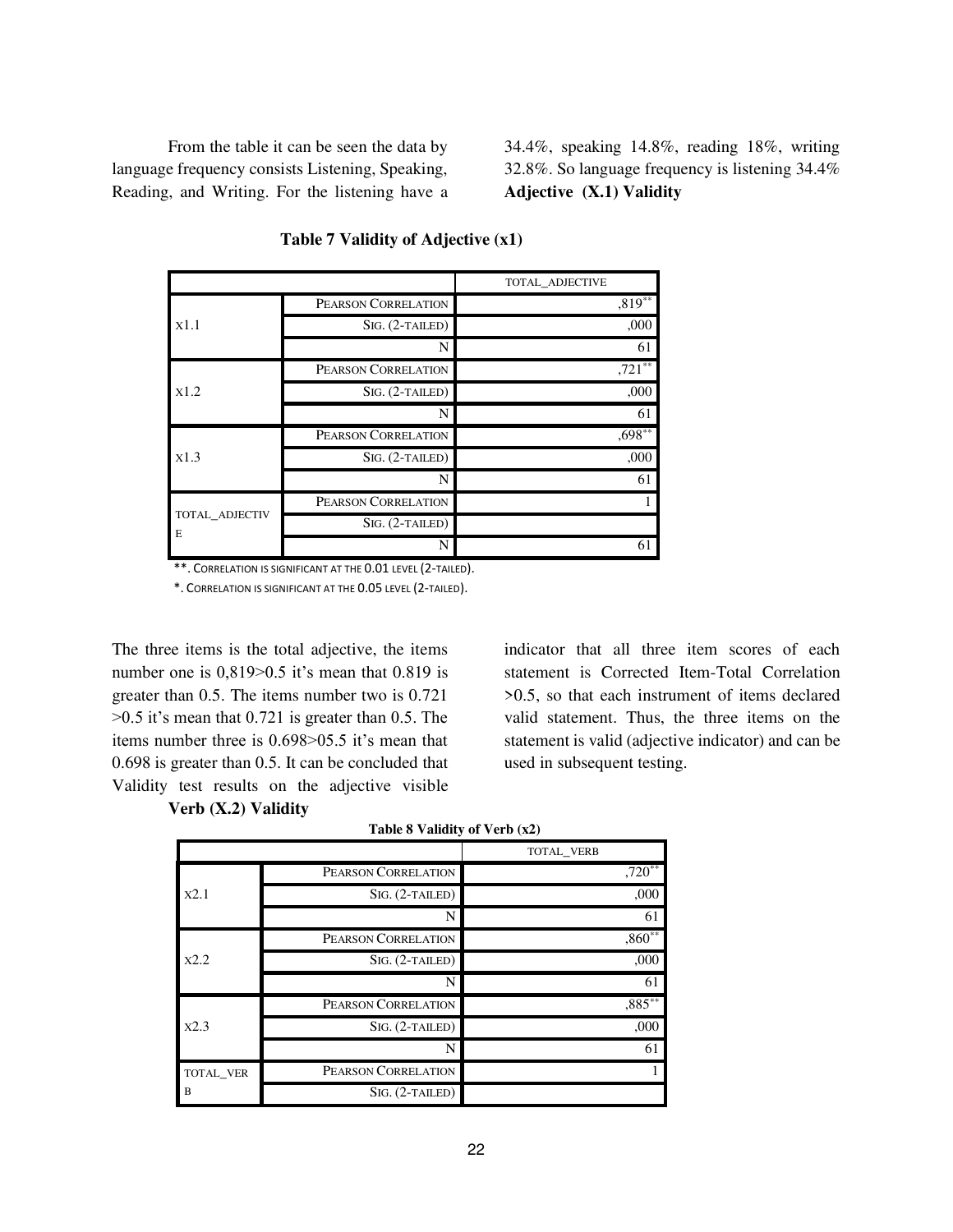From the table it can be seen the data by language frequency consists Listening, Speaking, Reading, and Writing. For the listening have a 34.4%, speaking 14.8%, reading 18%, writing 32.8%. So language frequency is listening 34.4%

**Adjective (X.1) Validity**

**Table 7 Validity of Adjective (x1)**

| | | TOTAL_ADJECTIVE |
|---|---|---|
| X1.1 | Pearson Correlation | ,819** |
| | Sig. (2-tailed) | ,000 |
| | N | 61 |
| X1.2 | Pearson Correlation | ,721** |
| | Sig. (2-tailed) | ,000 |
| | N | 61 |
| X1.3 | Pearson Correlation | ,698** |
| | Sig. (2-tailed) | ,000 |
| | N | 61 |
| TOTAL_ADJECTIVE | Pearson Correlation | 1 |
| | Sig. (2-tailed) | |
| | N | 61 |

**. Correlation is significant at the 0.01 level (2-tailed).

*. Correlation is significant at the 0.05 level (2-tailed).

The three items is the total adjective, the items number one is 0,819>0.5 it's mean that 0.819 is greater than 0.5. The items number two is 0.721 >0.5 it's mean that 0.721 is greater than 0.5. The items number three is 0.698>05.5 it's mean that 0.698 is greater than 0.5. It can be concluded that Validity test results on the adjective visible indicator that all three item scores of each statement is Corrected Item-Total Correlation >0.5, so that each instrument of items declared valid statement. Thus, the three items on the statement is valid (adjective indicator) and can be used in subsequent testing.

**Verb (X.2) Validity**

**Table 8 Validity of Verb (x2)**

| | | TOTAL_VERB |
|---|---|---|
| X2.1 | Pearson Correlation | ,720** |
| | Sig. (2-tailed) | ,000 |
| | N | 61 |
| X2.2 | Pearson Correlation | ,860** |
| | Sig. (2-tailed) | ,000 |
| | N | 61 |
| X2.3 | Pearson Correlation | ,885** |
| | Sig. (2-tailed) | ,000 |
| | N | 61 |
| TOTAL_VERB | Pearson Correlation | 1 |
| | Sig. (2-tailed) | |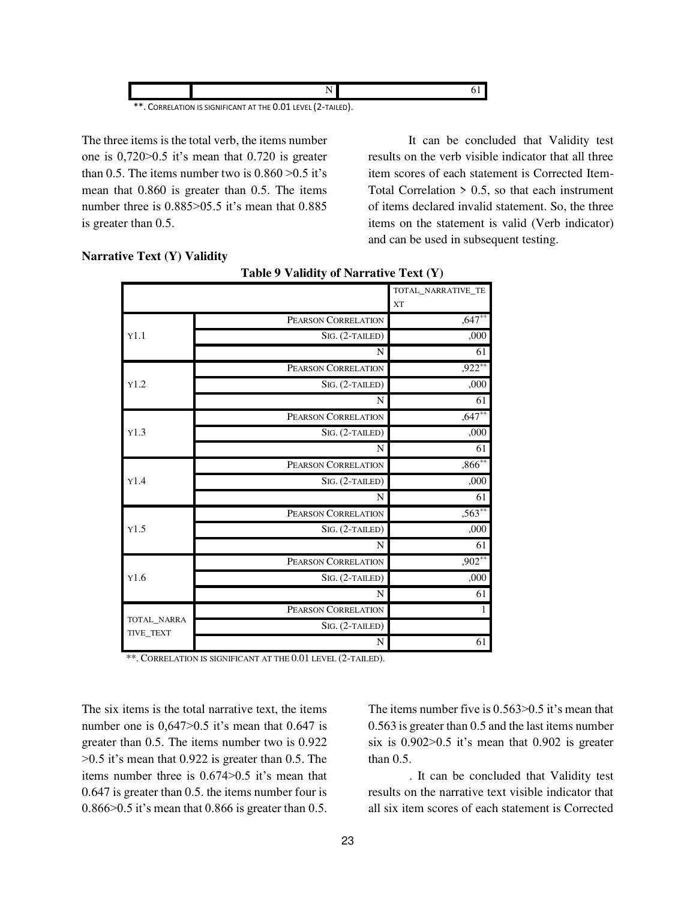| | N | 61 |
|---|---|---|

**. Correlation is significant at the 0.01 level (2-tailed).

The three items is the total verb, the items number one is 0,720>0.5 it's mean that 0.720 is greater than 0.5. The items number two is 0.860 >0.5 it's mean that 0.860 is greater than 0.5. The items number three is 0.885>05.5 it's mean that 0.885 is greater than 0.5.

It can be concluded that Validity test results on the verb visible indicator that all three item scores of each statement is Corrected Item-Total Correlation > 0.5, so that each instrument of items declared invalid statement. So, the three items on the statement is valid (Verb indicator) and can be used in subsequent testing.

**Narrative Text (Y) Validity**

**Table 9 Validity of Narrative Text (Y)**

| | | TOTAL_NARRATIVE_TEXT |
|---|---|---|
| Y1.1 | Pearson Correlation | ,647** |
| | Sig. (2-tailed) | ,000 |
| | N | 61 |
| Y1.2 | Pearson Correlation | ,922** |
| | Sig. (2-tailed) | ,000 |
| | N | 61 |
| Y1.3 | Pearson Correlation | ,647** |
| | Sig. (2-tailed) | ,000 |
| | N | 61 |
| Y1.4 | Pearson Correlation | ,866** |
| | Sig. (2-tailed) | ,000 |
| | N | 61 |
| Y1.5 | Pearson Correlation | ,563** |
| | Sig. (2-tailed) | ,000 |
| | N | 61 |
| Y1.6 | Pearson Correlation | ,902** |
| | Sig. (2-tailed) | ,000 |
| | N | 61 |
| TOTAL_NARRATIVE_TEXT | Pearson Correlation | 1 |
| | Sig. (2-tailed) | |
| | N | 61 |

**. Correlation is significant at the 0.01 level (2-tailed).

The six items is the total narrative text, the items number one is 0,647>0.5 it's mean that 0.647 is greater than 0.5. The items number two is 0.922 >0.5 it's mean that 0.922 is greater than 0.5. The items number three is 0.674>0.5 it's mean that 0.647 is greater than 0.5. the items number four is 0.866>0.5 it's mean that 0.866 is greater than 0.5. The items number five is 0.563>0.5 it's mean that 0.563 is greater than 0.5 and the last items number six is 0.902>0.5 it's mean that 0.902 is greater than 0.5.

. It can be concluded that Validity test results on the narrative text visible indicator that all six item scores of each statement is Corrected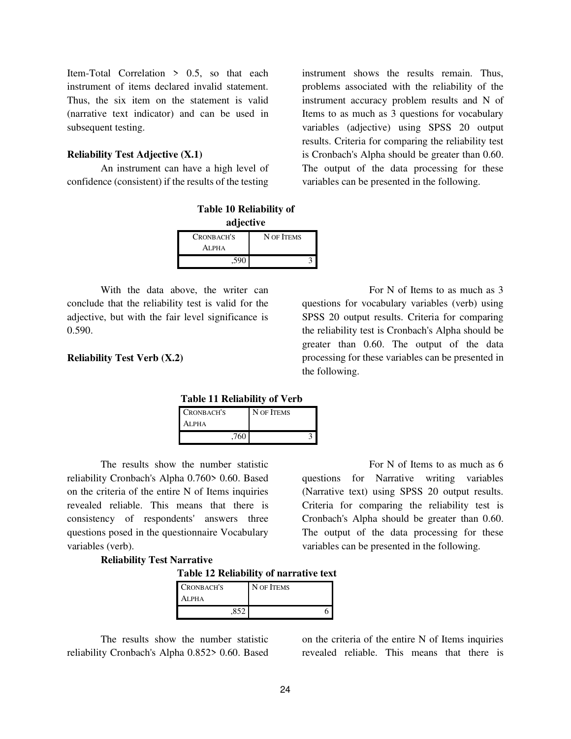Item-Total Correlation > 0.5, so that each instrument of items declared invalid statement. Thus, the six item on the statement is valid (narrative text indicator) and can be used in subsequent testing.

**Reliability Test Adjective (X.1)**

An instrument can have a high level of confidence (consistent) if the results of the testing instrument shows the results remain. Thus, problems associated with the reliability of the instrument accuracy problem results and N of Items to as much as 3 questions for vocabulary variables (adjective) using SPSS 20 output results. Criteria for comparing the reliability test is Cronbach's Alpha should be greater than 0.60. The output of the data processing for these variables can be presented in the following.

**Table 10 Reliability of adjective**

| Cronbach's Alpha | N of Items |
|---|---|
| ,590 | 3 |

With the data above, the writer can conclude that the reliability test is valid for the adjective, but with the fair level significance is 0.590.

**Reliability Test Verb (X.2)**

For N of Items to as much as 3 questions for vocabulary variables (verb) using SPSS 20 output results. Criteria for comparing the reliability test is Cronbach's Alpha should be greater than 0.60. The output of the data processing for these variables can be presented in the following.

**Table 11 Reliability of Verb**

| Cronbach's Alpha | N of Items |
|---|---|
| ,760 | 3 |

The results show the number statistic reliability Cronbach's Alpha 0.760> 0.60. Based on the criteria of the entire N of Items inquiries revealed reliable. This means that there is consistency of respondents' answers three questions posed in the questionnaire Vocabulary variables (verb).

**Reliability Test Narrative**

For N of Items to as much as 6 questions for Narrative writing variables (Narrative text) using SPSS 20 output results. Criteria for comparing the reliability test is Cronbach's Alpha should be greater than 0.60. The output of the data processing for these variables can be presented in the following.

**Table 12 Reliability of narrative text**

| Cronbach's Alpha | N of Items |
|---|---|
| ,852 | 6 |

The results show the number statistic reliability Cronbach's Alpha 0.852> 0.60. Based on the criteria of the entire N of Items inquiries revealed reliable. This means that there is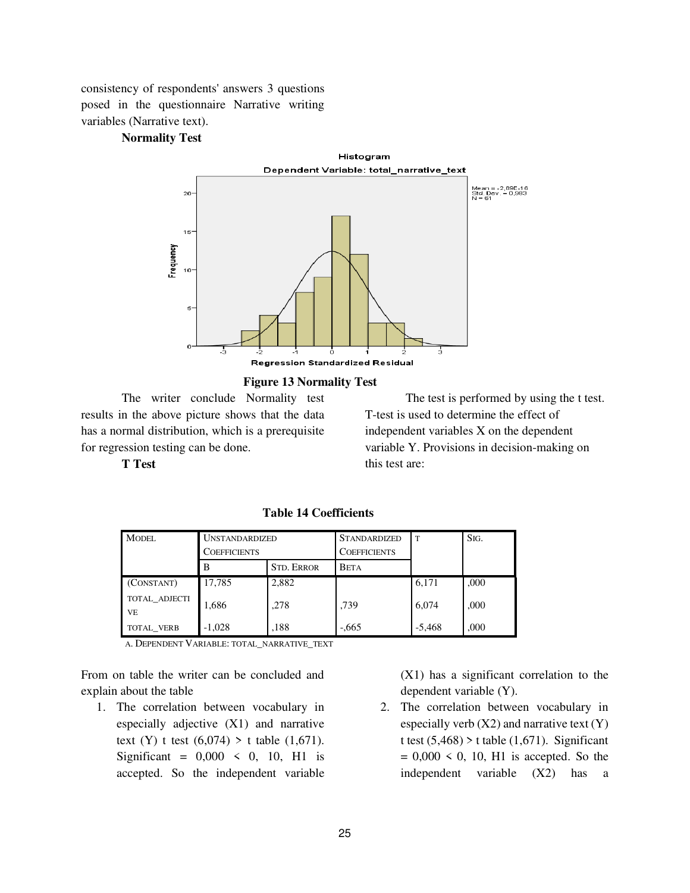consistency of respondents' answers 3 questions posed in the questionnaire Narrative writing variables (Narrative text).

**Normality Test**

**Figure 13 Normality Test**

The writer conclude Normality test results in the above picture shows that the data has a normal distribution, which is a prerequisite for regression testing can be done.

**T Test**

The test is performed by using the t test. T-test is used to determine the effect of independent variables X on the dependent variable Y. Provisions in decision-making on this test are:

**Table 14 Coefficients**

| Model | Unstandardized Coefficients | | Standardized Coefficients | T | Sig. |
|---|---|---|---|---|---|
| | B | Std. Error | Beta | | |
| (Constant) | 17,785 | 2,882 | | 6,171 | ,000 |
| TOTAL_ADJECTIVE | 1,686 | ,278 | ,739 | 6,074 | ,000 |
| TOTAL_VERB | -1,028 | ,188 | -,665 | -5,468 | ,000 |

a. Dependent Variable: TOTAL_NARRATIVE_TEXT

From on table the writer can be concluded and explain about the table

1. The correlation between vocabulary in especially adjective (X1) and narrative text (Y) t test (6,074) > t table (1,671). Significant = 0,000 < 0, 10, H1 is accepted. So the independent variable (X1) has a significant correlation to the dependent variable (Y).
2. The correlation between vocabulary in especially verb (X2) and narrative text (Y) t test (5,468) > t table (1,671). Significant = 0,000 < 0, 10, H1 is accepted. So the independent variable (X2) has a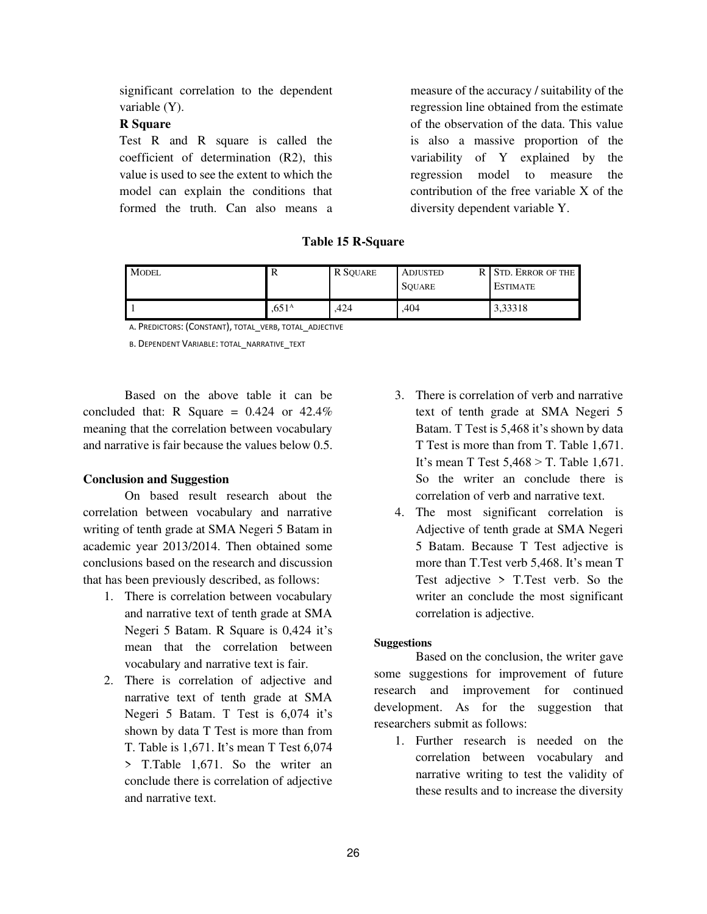significant correlation to the dependent variable (Y).

**R Square**

Test R and R square is called the coefficient of determination (R2), this value is used to see the extent to which the model can explain the conditions that formed the truth. Can also means a measure of the accuracy / suitability of the regression line obtained from the estimate of the observation of the data. This value is also a massive proportion of the variability of Y explained by the regression model to measure the contribution of the free variable X of the diversity dependent variable Y.

**Table 15 R-Square**

| Model | R | R Square | Adjusted R Square | Std. Error of the Estimate |
|---|---|---|---|---|
| 1 | ,651[a] | ,424 | ,404 | 3,33318 |

a. Predictors: (Constant), total_verb, total_adjective

b. Dependent Variable: total_narrative_text

Based on the above table it can be concluded that: R Square = 0.424 or 42.4% meaning that the correlation between vocabulary and narrative is fair because the values below 0.5.

**Conclusion and Suggestion**

On based result research about the correlation between vocabulary and narrative writing of tenth grade at SMA Negeri 5 Batam in academic year 2013/2014. Then obtained some conclusions based on the research and discussion that has been previously described, as follows:

1. There is correlation between vocabulary and narrative text of tenth grade at SMA Negeri 5 Batam. R Square is 0,424 it's mean that the correlation between vocabulary and narrative text is fair.
2. There is correlation of adjective and narrative text of tenth grade at SMA Negeri 5 Batam. T Test is 6,074 it's shown by data T Test is more than from T. Table is 1,671. It's mean T Test 6,074 > T.Table 1,671. So the writer an conclude there is correlation of adjective and narrative text.
3. There is correlation of verb and narrative text of tenth grade at SMA Negeri 5 Batam. T Test is 5,468 it's shown by data T Test is more than from T. Table 1,671. It's mean T Test 5,468 > T. Table 1,671. So the writer an conclude there is correlation of verb and narrative text.
4. The most significant correlation is Adjective of tenth grade at SMA Negeri 5 Batam. Because T Test adjective is more than T.Test verb 5,468. It's mean T Test adjective > T.Test verb. So the writer an conclude the most significant correlation is adjective.

**Suggestions**

Based on the conclusion, the writer gave some suggestions for improvement of future research and improvement for continued development. As for the suggestion that researchers submit as follows:

1. Further research is needed on the correlation between vocabulary and narrative writing to test the validity of these results and to increase the diversity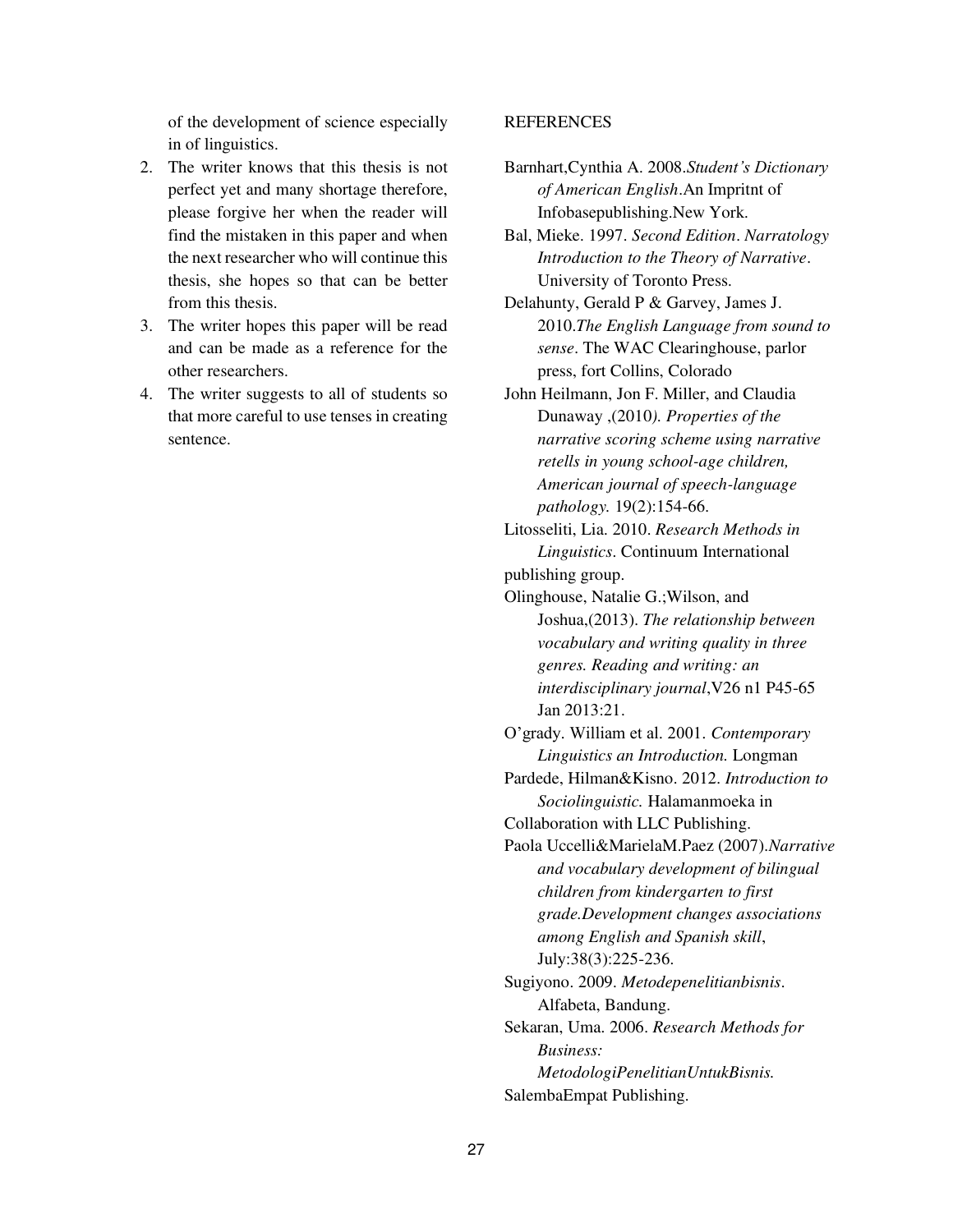of the development of science especially in of linguistics.

2. The writer knows that this thesis is not perfect yet and many shortage therefore, please forgive her when the reader will find the mistaken in this paper and when the next researcher who will continue this thesis, she hopes so that can be better from this thesis.
3. The writer hopes this paper will be read and can be made as a reference for the other researchers.
4. The writer suggests to all of students so that more careful to use tenses in creating sentence.

REFERENCES

Barnhart,Cynthia A. 2008.*Student's Dictionary of American English*.An Impritnt of Infobasepublishing.New York.

Bal, Mieke. 1997. *Second Edition*. *Narratology Introduction to the Theory of Narrative*. University of Toronto Press.

Delahunty, Gerald P & Garvey, James J. 2010.*The English Language from sound to sense*. The WAC Clearinghouse, parlor press, fort Collins, Colorado

John Heilmann, Jon F. Miller, and Claudia Dunaway ,(2010*). Properties of the narrative scoring scheme using narrative retells in young school-age children, American journal of speech-language pathology.* 19(2):154-66.

Litosseliti, Lia. 2010. *Research Methods in Linguistics*. Continuum International publishing group.

Olinghouse, Natalie G.;Wilson, and Joshua,(2013). *The relationship between vocabulary and writing quality in three genres. Reading and writing: an interdisciplinary journal*,V26 n1 P45-65 Jan 2013:21.

O'grady. William et al. 2001. *Contemporary Linguistics an Introduction.* Longman

Pardede, Hilman&Kisno. 2012. *Introduction to Sociolinguistic.* Halamanmoeka in Collaboration with LLC Publishing.

Paola Uccelli&MarielaM.Paez (2007).*Narrative and vocabulary development of bilingual children from kindergarten to first grade.Development changes associations among English and Spanish skill*, July:38(3):225-236.

Sugiyono. 2009. *Metodepenelitianbisnis*. Alfabeta, Bandung.

Sekaran, Uma. 2006. *Research Methods for Business: MetodologiPenelitianUntukBisnis.* SalembaEmpat Publishing.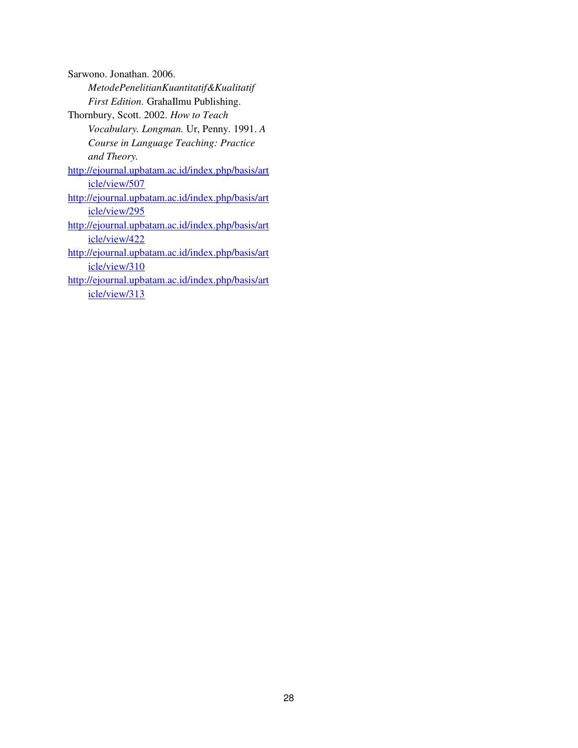Sarwono. Jonathan. 2006. *MetodePenelitianKuantitatif&Kualitatif First Edition.* GrahaIlmu Publishing.

Thornbury, Scott. 2002. *How to Teach Vocabulary. Longman.* Ur, Penny. 1991. *A Course in Language Teaching: Practice and Theory.*

http://ejournal.upbatam.ac.id/index.php/basis/article/view/507

http://ejournal.upbatam.ac.id/index.php/basis/article/view/295

http://ejournal.upbatam.ac.id/index.php/basis/article/view/422

http://ejournal.upbatam.ac.id/index.php/basis/article/view/310

http://ejournal.upbatam.ac.id/index.php/basis/article/view/313